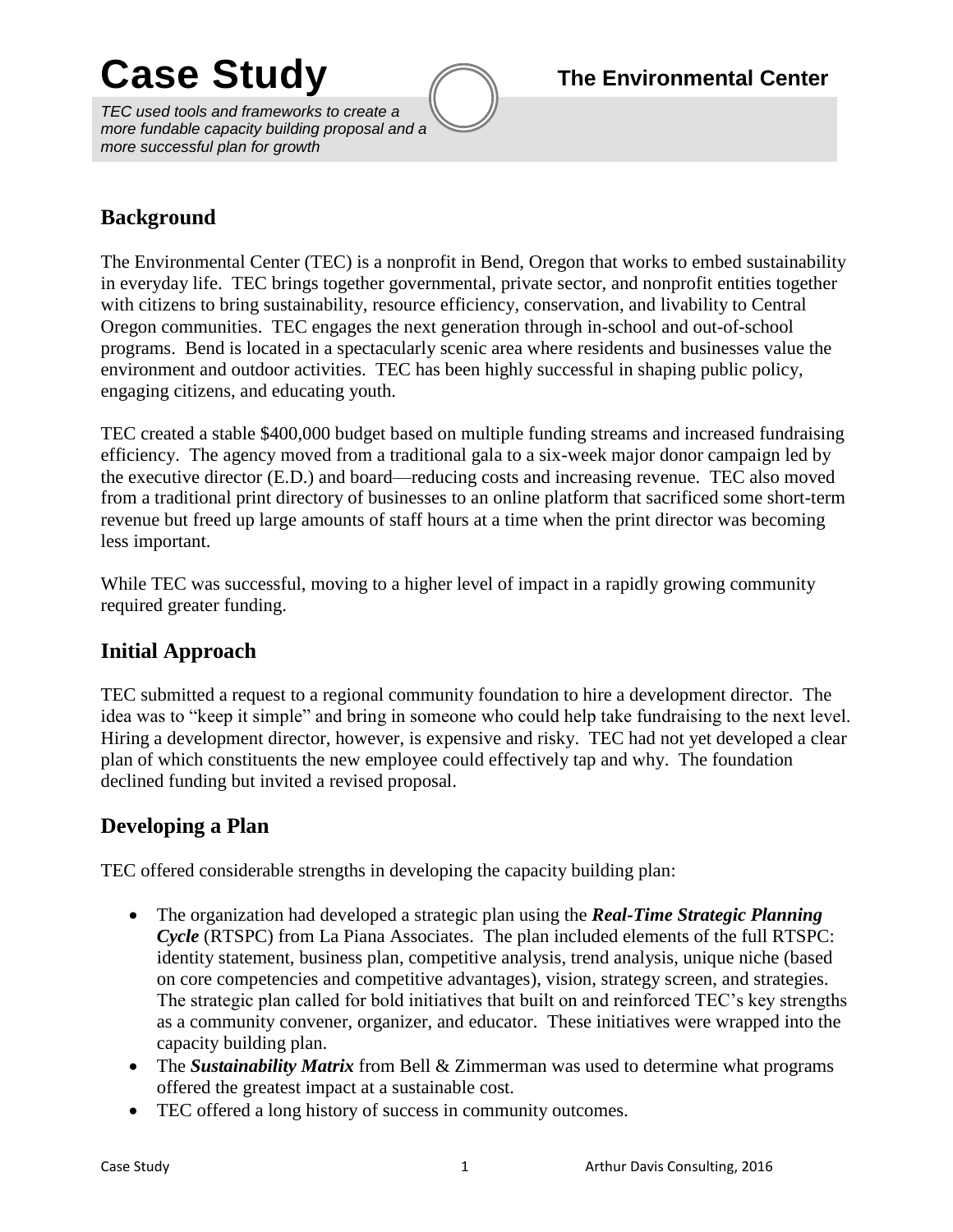# Case Study

## The Environmental Center

*TEC used tools and frameworks to create a more fundable capacity building proposal and a more successful plan for growth*

## Background

The Environmental Center (TEC) is a nonprofit in Bend, Oregon that works to embed sustainability in everyday life. TEC brings together governmental, private sector, and nonprofit entities together with citizens to bring sustainability, resource efficiency, conservation, and livability to Central Oregon communities. TEC engages the next generation through in-school and out-of-school programs. Bend is located in a spectacularly scenic area where residents and businesses value the environment and outdoor activities. TEC has been highly successful in shaping public policy, engaging citizens, and educating youth.

TEC created a stable $400,000 budget based on multiple funding streams and increased fundraising efficiency. The agency moved from a traditional gala to a six-week major donor campaign led by the executive director (E.D.) and board—reducing costs and increasing revenue. TEC also moved from a traditional print directory of businesses to an online platform that sacrificed some short-term revenue but freed up large amounts of staff hours at a time when the print director was becoming less important.

While TEC was successful, moving to a higher level of impact in a rapidly growing community required greater funding.

## Initial Approach

TEC submitted a request to a regional community foundation to hire a development director. The idea was to "keep it simple" and bring in someone who could help take fundraising to the next level. Hiring a development director, however, is expensive and risky. TEC had not yet developed a clear plan of which constituents the new employee could effectively tap and why. The foundation declined funding but invited a revised proposal.

## Developing a Plan

TEC offered considerable strengths in developing the capacity building plan:

- The organization had developed a strategic plan using the ***Real-Time Strategic Planning Cycle*** (RTSPC) from La Piana Associates. The plan included elements of the full RTSPC: identity statement, business plan, competitive analysis, trend analysis, unique niche (based on core competencies and competitive advantages), vision, strategy screen, and strategies. The strategic plan called for bold initiatives that built on and reinforced TEC's key strengths as a community convener, organizer, and educator. These initiatives were wrapped into the capacity building plan.
- The ***Sustainability Matrix*** from Bell & Zimmerman was used to determine what programs offered the greatest impact at a sustainable cost.
- TEC offered a long history of success in community outcomes.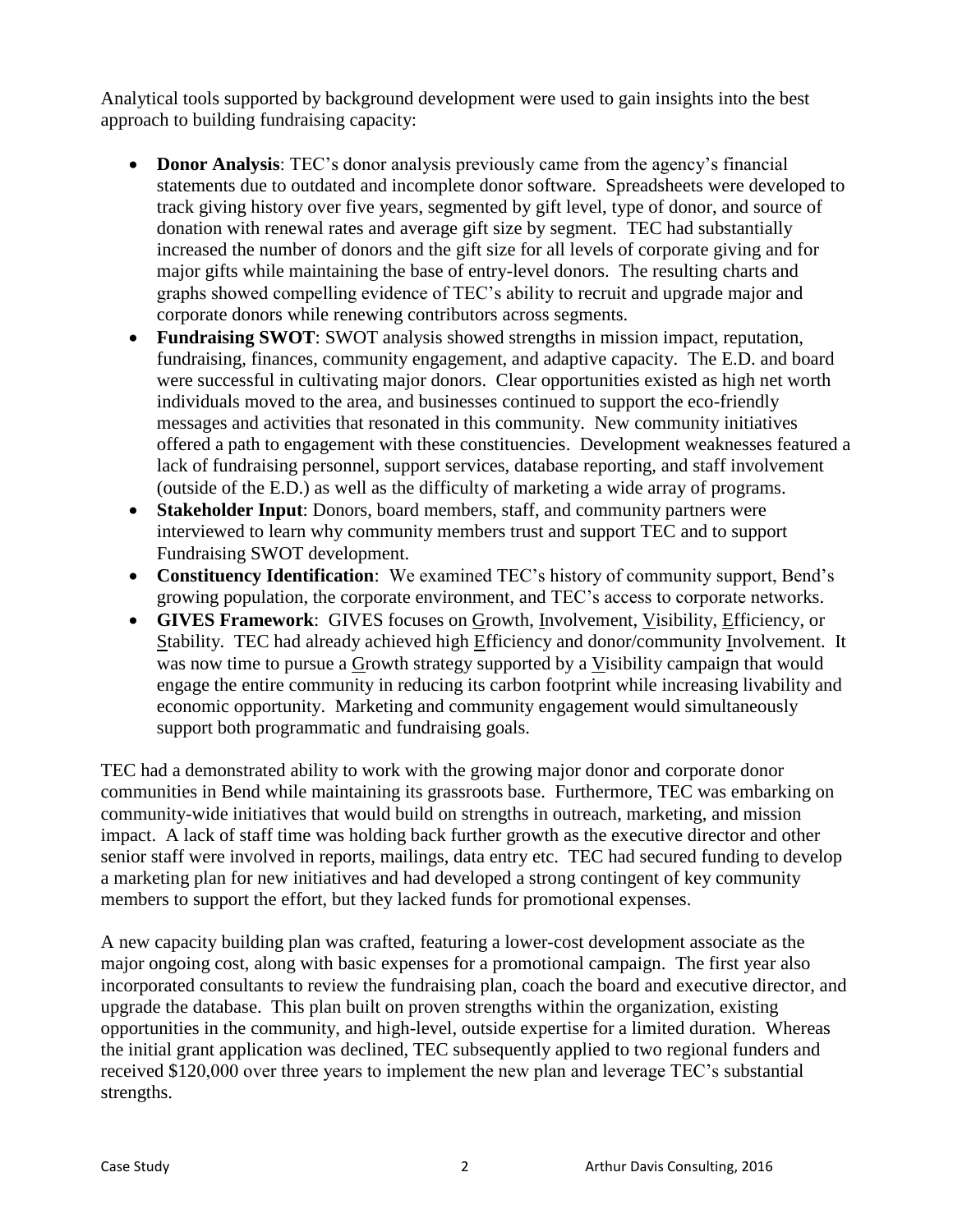Analytical tools supported by background development were used to gain insights into the best approach to building fundraising capacity:

- **Donor Analysis**: TEC's donor analysis previously came from the agency's financial statements due to outdated and incomplete donor software. Spreadsheets were developed to track giving history over five years, segmented by gift level, type of donor, and source of donation with renewal rates and average gift size by segment. TEC had substantially increased the number of donors and the gift size for all levels of corporate giving and for major gifts while maintaining the base of entry-level donors. The resulting charts and graphs showed compelling evidence of TEC's ability to recruit and upgrade major and corporate donors while renewing contributors across segments.
- **Fundraising SWOT**: SWOT analysis showed strengths in mission impact, reputation, fundraising, finances, community engagement, and adaptive capacity. The E.D. and board were successful in cultivating major donors. Clear opportunities existed as high net worth individuals moved to the area, and businesses continued to support the eco-friendly messages and activities that resonated in this community. New community initiatives offered a path to engagement with these constituencies. Development weaknesses featured a lack of fundraising personnel, support services, database reporting, and staff involvement (outside of the E.D.) as well as the difficulty of marketing a wide array of programs.
- **Stakeholder Input**: Donors, board members, staff, and community partners were interviewed to learn why community members trust and support TEC and to support Fundraising SWOT development.
- **Constituency Identification**: We examined TEC's history of community support, Bend's growing population, the corporate environment, and TEC's access to corporate networks.
- **GIVES Framework**: GIVES focuses on <u>G</u>rowth, <u>I</u>nvolvement, <u>V</u>isibility, <u>E</u>fficiency, or <u>S</u>tability. TEC had already achieved high <u>E</u>fficiency and donor/community <u>I</u>nvolvement. It was now time to pursue a <u>G</u>rowth strategy supported by a <u>V</u>isibility campaign that would engage the entire community in reducing its carbon footprint while increasing livability and economic opportunity. Marketing and community engagement would simultaneously support both programmatic and fundraising goals.

TEC had a demonstrated ability to work with the growing major donor and corporate donor communities in Bend while maintaining its grassroots base. Furthermore, TEC was embarking on community-wide initiatives that would build on strengths in outreach, marketing, and mission impact. A lack of staff time was holding back further growth as the executive director and other senior staff were involved in reports, mailings, data entry etc. TEC had secured funding to develop a marketing plan for new initiatives and had developed a strong contingent of key community members to support the effort, but they lacked funds for promotional expenses.

A new capacity building plan was crafted, featuring a lower-cost development associate as the major ongoing cost, along with basic expenses for a promotional campaign. The first year also incorporated consultants to review the fundraising plan, coach the board and executive director, and upgrade the database. This plan built on proven strengths within the organization, existing opportunities in the community, and high-level, outside expertise for a limited duration. Whereas the initial grant application was declined, TEC subsequently applied to two regional funders and received $120,000 over three years to implement the new plan and leverage TEC's substantial strengths.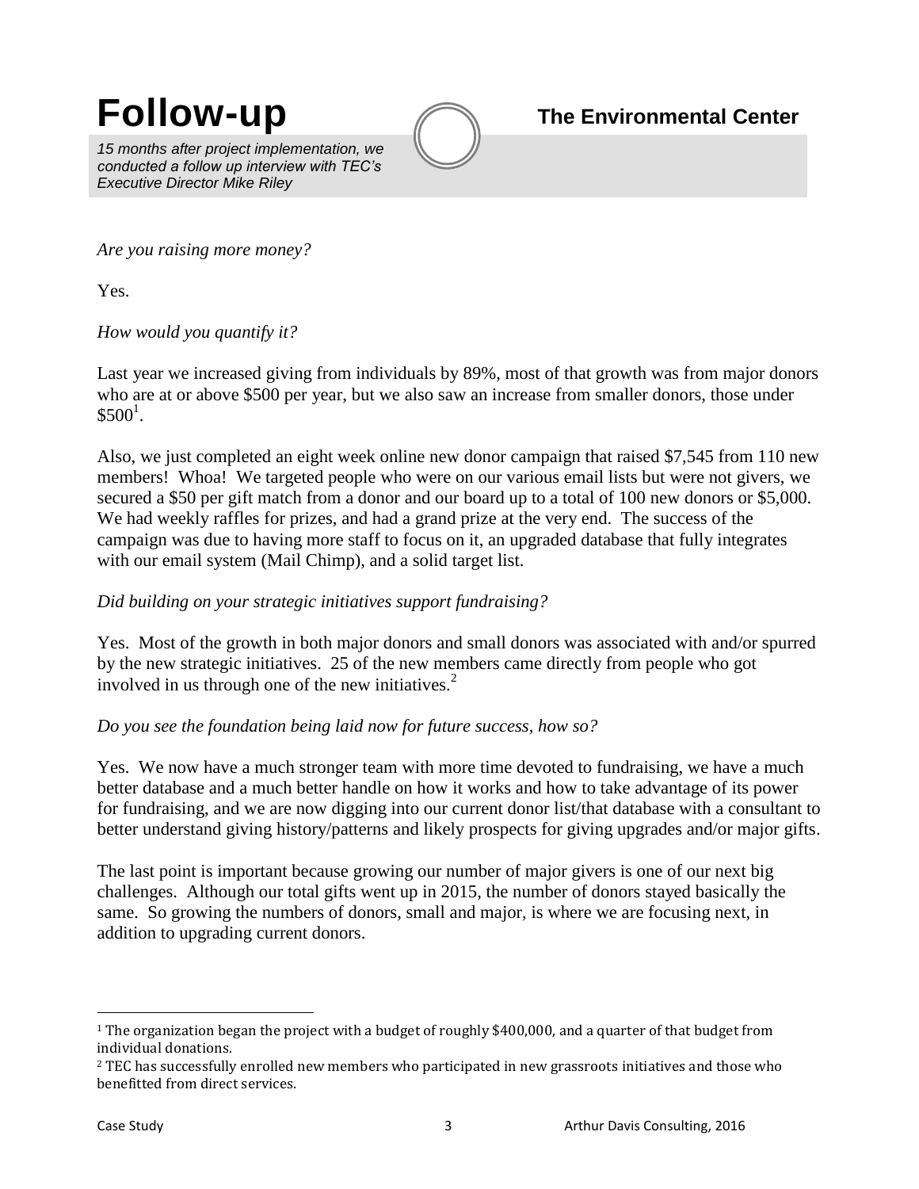# Follow-up

## The Environmental Center

*15 months after project implementation, we conducted a follow up interview with TEC's Executive Director Mike Riley*

*Are you raising more money?*

Yes.

*How would you quantify it?*

Last year we increased giving from individuals by 89%, most of that growth was from major donors who are at or above $500 per year, but we also saw an increase from smaller donors, those under $500[1].

Also, we just completed an eight week online new donor campaign that raised $7,545 from 110 new members! Whoa! We targeted people who were on our various email lists but were not givers, we secured a $50 per gift match from a donor and our board up to a total of 100 new donors or $5,000. We had weekly raffles for prizes, and had a grand prize at the very end. The success of the campaign was due to having more staff to focus on it, an upgraded database that fully integrates with our email system (Mail Chimp), and a solid target list.

*Did building on your strategic initiatives support fundraising?*

Yes. Most of the growth in both major donors and small donors was associated with and/or spurred by the new strategic initiatives. 25 of the new members came directly from people who got involved in us through one of the new initiatives.[2]

*Do you see the foundation being laid now for future success, how so?*

Yes. We now have a much stronger team with more time devoted to fundraising, we have a much better database and a much better handle on how it works and how to take advantage of its power for fundraising, and we are now digging into our current donor list/that database with a consultant to better understand giving history/patterns and likely prospects for giving upgrades and/or major gifts.

The last point is important because growing our number of major givers is one of our next big challenges. Although our total gifts went up in 2015, the number of donors stayed basically the same. So growing the numbers of donors, small and major, is where we are focusing next, in addition to upgrading current donors.

---

[1] The organization began the project with a budget of roughly $400,000, and a quarter of that budget from individual donations.

[2] TEC has successfully enrolled new members who participated in new grassroots initiatives and those who benefitted from direct services.